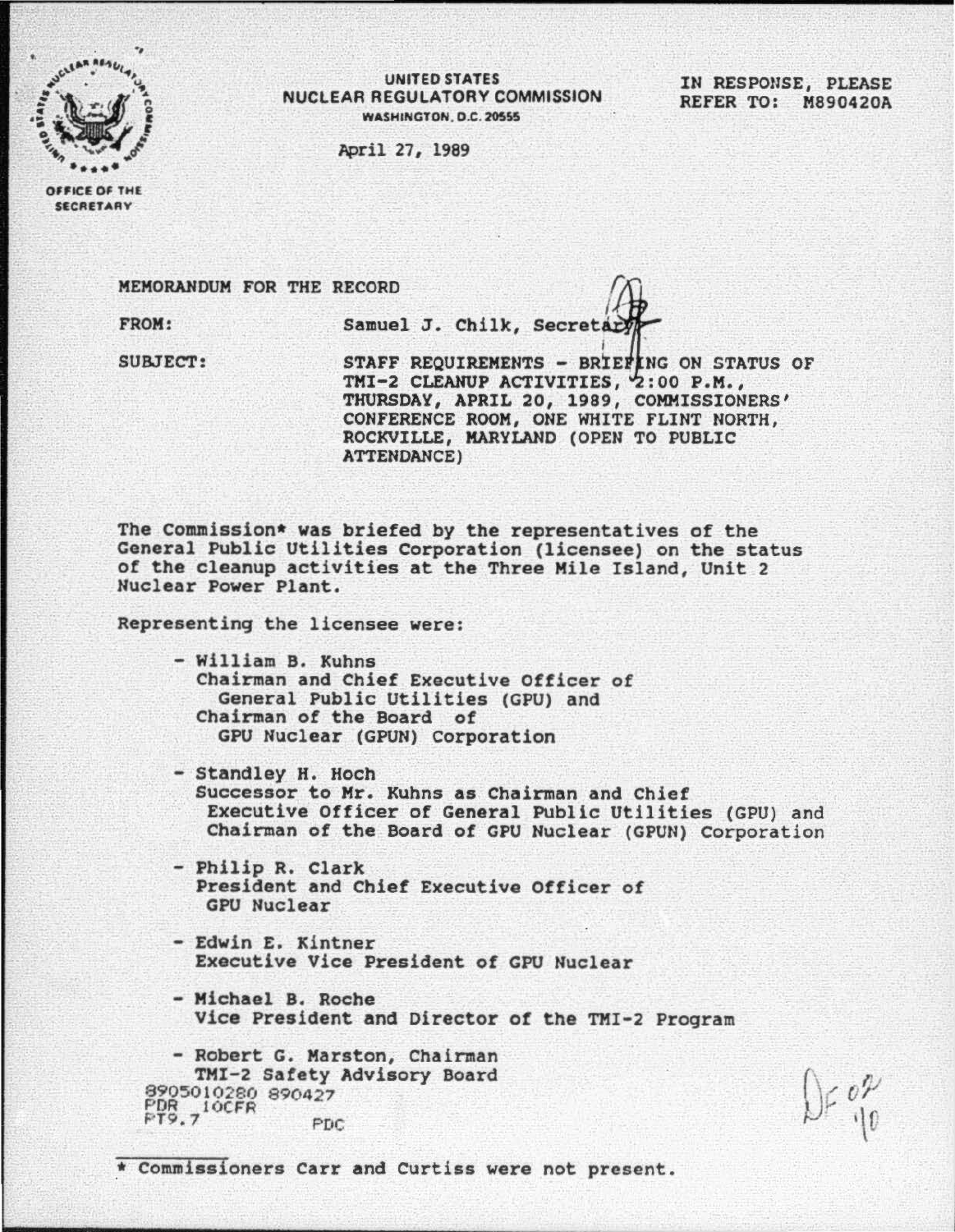UNITED STATES
NUCLEAR REGULATORY COMMISSION
WASHINGTON, D.C. 20555

OFFICE OF THE SECRETARY

IN RESPONSE, PLEASE REFER TO: M890420A

April 27, 1989

MEMORANDUM FOR THE RECORD

FROM: Samuel J. Chilk, Secretary

SUBJECT: STAFF REQUIREMENTS - BRIEFING ON STATUS OF TMI-2 CLEANUP ACTIVITIES, 2:00 P.M., THURSDAY, APRIL 20, 1989, COMMISSIONERS' CONFERENCE ROOM, ONE WHITE FLINT NORTH, ROCKVILLE, MARYLAND (OPEN TO PUBLIC ATTENDANCE)

The Commission* was briefed by the representatives of the General Public Utilities Corporation (licensee) on the status of the cleanup activities at the Three Mile Island, Unit 2 Nuclear Power Plant.

Representing the licensee were:

- William B. Kuhns
  Chairman and Chief Executive Officer of General Public Utilities (GPU) and Chairman of the Board of GPU Nuclear (GPUN) Corporation

- Standley H. Hoch
  Successor to Mr. Kuhns as Chairman and Chief Executive Officer of General Public Utilities (GPU) and Chairman of the Board of GPU Nuclear (GPUN) Corporation

- Philip R. Clark
  President and Chief Executive Officer of GPU Nuclear

- Edwin E. Kintner
  Executive Vice President of GPU Nuclear

- Michael B. Roche
  Vice President and Director of the TMI-2 Program

- Robert G. Marston, Chairman
  TMI-2 Safety Advisory Board

8905010280 890427
PDR 10CFR
PT9.7 PDC

DF 02
10

* Commissioners Carr and Curtiss were not present.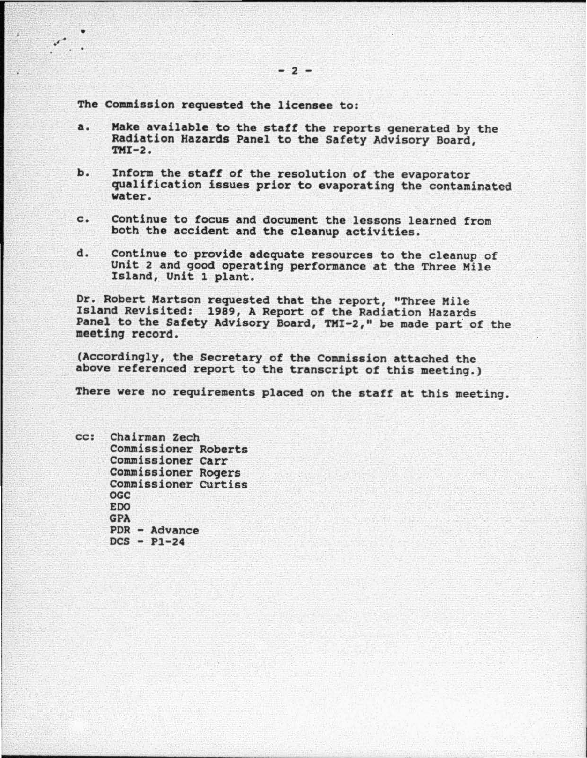The Commission requested the licensee to:

a. Make available to the staff the reports generated by the Radiation Hazards Panel to the Safety Advisory Board, TMI-2.

b. Inform the staff of the resolution of the evaporator qualification issues prior to evaporating the contaminated water.

c. Continue to focus and document the lessons learned from both the accident and the cleanup activities.

d. Continue to provide adequate resources to the cleanup of Unit 2 and good operating performance at the Three Mile Island, Unit 1 plant.

Dr. Robert Martson requested that the report, "Three Mile Island Revisited: 1989, A Report of the Radiation Hazards Panel to the Safety Advisory Board, TMI-2," be made part of the meeting record.

(Accordingly, the Secretary of the Commission attached the above referenced report to the transcript of this meeting.)

There were no requirements placed on the staff at this meeting.

cc: Chairman Zech
Commissioner Roberts
Commissioner Carr
Commissioner Rogers
Commissioner Curtiss
OGC
EDO
GPA
PDR - Advance
DCS - P1-24